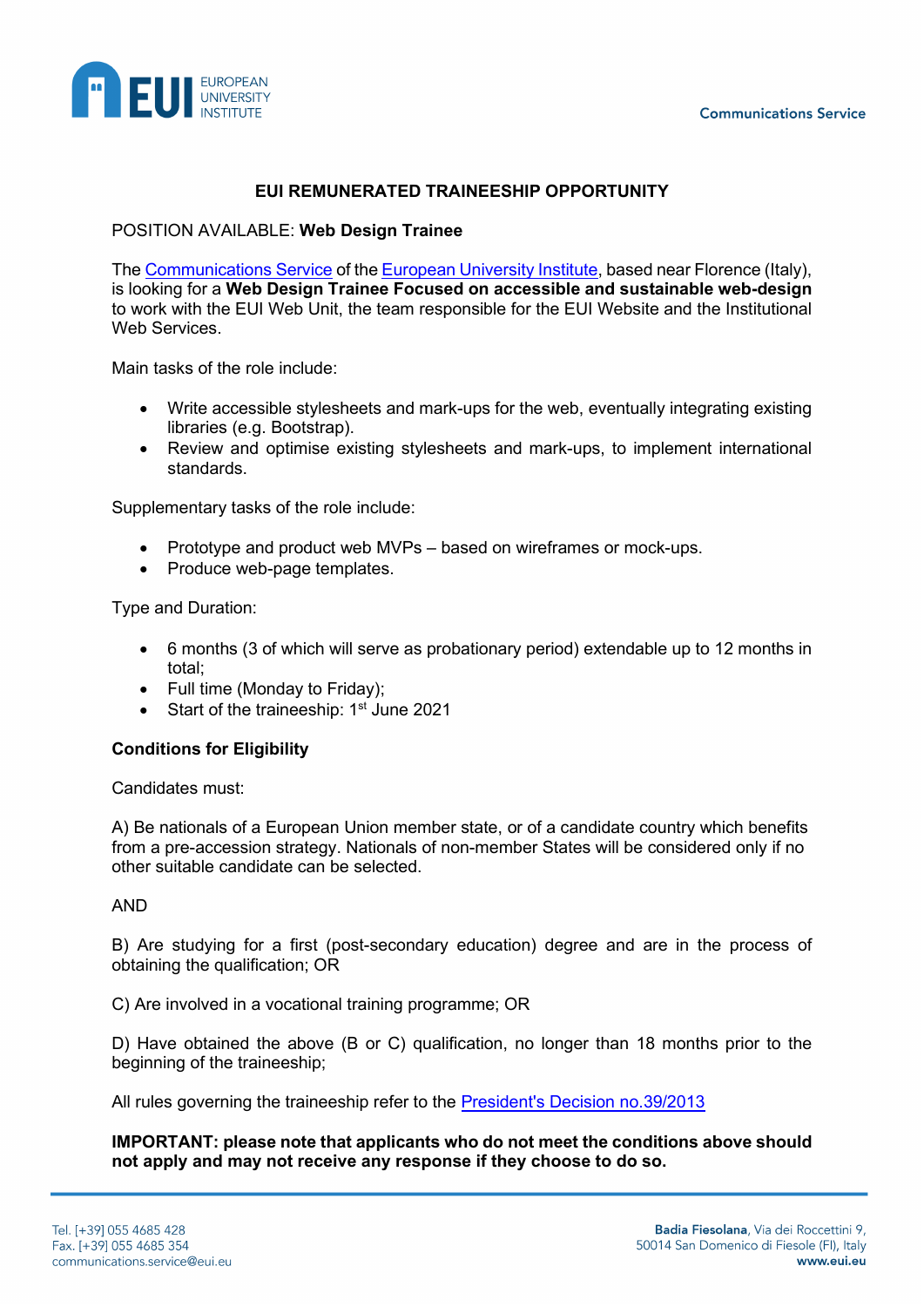## EUI REMUNERATED TRAINEESHIP OPPORTUNITY

POSITION AVAILABLE: **Web Design Trainee**

The [Communications Service](#) of the [European University Institute](#), based near Florence (Italy), is looking for a **Web Design Trainee Focused on accessible and sustainable web-design** to work with the EUI Web Unit, the team responsible for the EUI Website and the Institutional Web Services.

Main tasks of the role include:

- Write accessible stylesheets and mark-ups for the web, eventually integrating existing libraries (e.g. Bootstrap).
- Review and optimise existing stylesheets and mark-ups, to implement international standards.

Supplementary tasks of the role include:

- Prototype and product web MVPs – based on wireframes or mock-ups.
- Produce web-page templates.

Type and Duration:

- 6 months (3 of which will serve as probationary period) extendable up to 12 months in total;
- Full time (Monday to Friday);
- Start of the traineeship: 1st June 2021

**Conditions for Eligibility**

Candidates must:

A) Be nationals of a European Union member state, or of a candidate country which benefits from a pre-accession strategy. Nationals of non-member States will be considered only if no other suitable candidate can be selected.

AND

B) Are studying for a first (post-secondary education) degree and are in the process of obtaining the qualification; OR

C) Are involved in a vocational training programme; OR

D) Have obtained the above (B or C) qualification, no longer than 18 months prior to the beginning of the traineeship;

All rules governing the traineeship refer to the [President's Decision no.39/2013](#)

**IMPORTANT: please note that applicants who do not meet the conditions above should not apply and may not receive any response if they choose to do so.**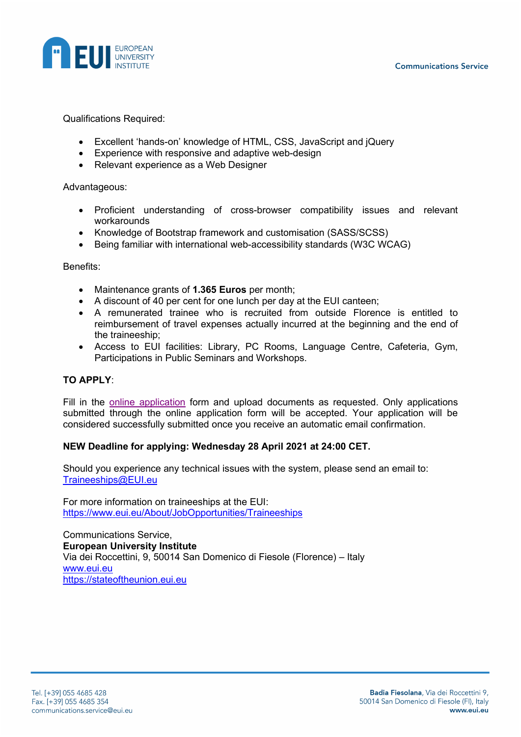Qualifications Required:

- Excellent 'hands-on' knowledge of HTML, CSS, JavaScript and jQuery
- Experience with responsive and adaptive web-design
- Relevant experience as a Web Designer

Advantageous:

- Proficient understanding of cross-browser compatibility issues and relevant workarounds
- Knowledge of Bootstrap framework and customisation (SASS/SCSS)
- Being familiar with international web-accessibility standards (W3C WCAG)

Benefits:

- Maintenance grants of **1.365 Euros** per month;
- A discount of 40 per cent for one lunch per day at the EUI canteen;
- A remunerated trainee who is recruited from outside Florence is entitled to reimbursement of travel expenses actually incurred at the beginning and the end of the traineeship;
- Access to EUI facilities: Library, PC Rooms, Language Centre, Cafeteria, Gym, Participations in Public Seminars and Workshops.

**TO APPLY**:

Fill in the online application form and upload documents as requested. Only applications submitted through the online application form will be accepted. Your application will be considered successfully submitted once you receive an automatic email confirmation.

**NEW Deadline for applying: Wednesday 28 April 2021 at 24:00 CET.**

Should you experience any technical issues with the system, please send an email to: Traineeships@EUI.eu

For more information on traineeships at the EUI: https://www.eui.eu/About/JobOpportunities/Traineeships

Communications Service,
**European University Institute**
Via dei Roccettini, 9, 50014 San Domenico di Fiesole (Florence) – Italy
www.eui.eu
https://stateoftheunion.eui.eu